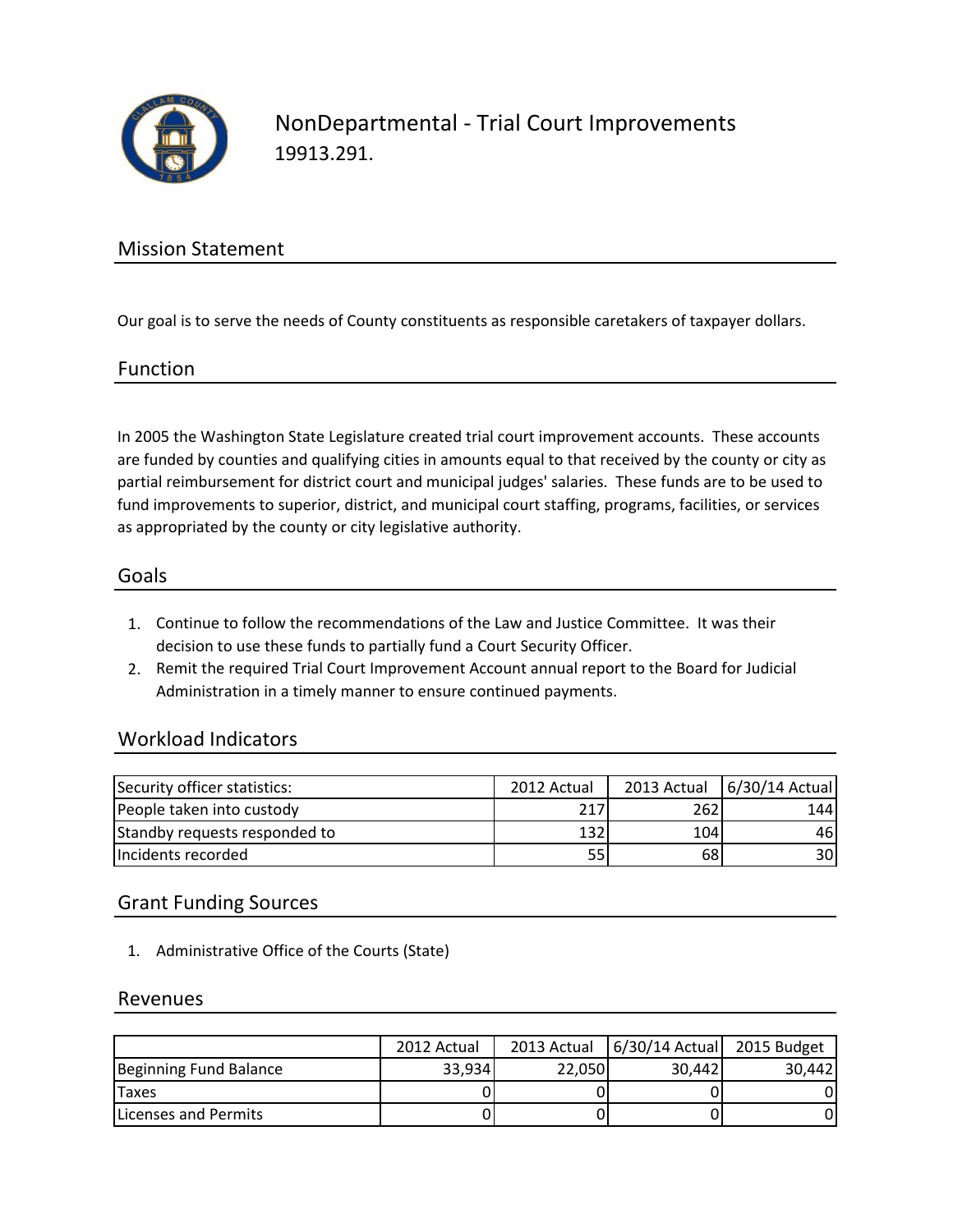# NonDepartmental - Trial Court Improvements

19913.291.

## Mission Statement

Our goal is to serve the needs of County constituents as responsible caretakers of taxpayer dollars.

## Function

In 2005 the Washington State Legislature created trial court improvement accounts. These accounts are funded by counties and qualifying cities in amounts equal to that received by the county or city as partial reimbursement for district court and municipal judges' salaries. These funds are to be used to fund improvements to superior, district, and municipal court staffing, programs, facilities, or services as appropriated by the county or city legislative authority.

## Goals

1. Continue to follow the recommendations of the Law and Justice Committee. It was their decision to use these funds to partially fund a Court Security Officer.
2. Remit the required Trial Court Improvement Account annual report to the Board for Judicial Administration in a timely manner to ensure continued payments.

## Workload Indicators

| Security officer statistics: | 2012 Actual | 2013 Actual | 6/30/14 Actual |
|---|---|---|---|
| People taken into custody | 217 | 262 | 144 |
| Standby requests responded to | 132 | 104 | 46 |
| Incidents recorded | 55 | 68 | 30 |

## Grant Funding Sources

1. Administrative Office of the Courts (State)

## Revenues

| | 2012 Actual | 2013 Actual | 6/30/14 Actual | 2015 Budget |
|---|---|---|---|---|
| Beginning Fund Balance | 33,934 | 22,050 | 30,442 | 30,442 |
| Taxes | 0 | 0 | 0 | 0 |
| Licenses and Permits | 0 | 0 | 0 | 0 |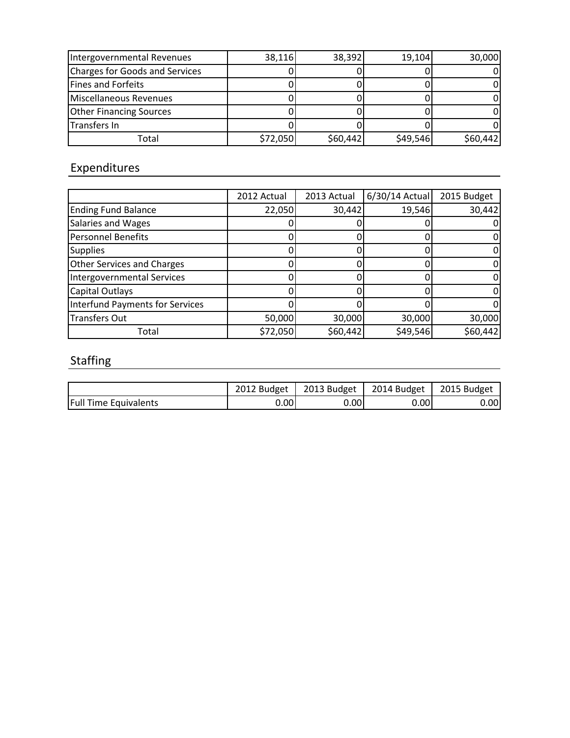| | | | | |
|---|---|---|---|---|
| Intergovernmental Revenues | 38,116 | 38,392 | 19,104 | 30,000 |
| Charges for Goods and Services | 0 | 0 | 0 | 0 |
| Fines and Forfeits | 0 | 0 | 0 | 0 |
| Miscellaneous Revenues | 0 | 0 | 0 | 0 |
| Other Financing Sources | 0 | 0 | 0 | 0 |
| Transfers In | 0 | 0 | 0 | 0 |
| Total | $72,050 | $60,442 | $49,546 | $60,442 |

## Expenditures

| | 2012 Actual | 2013 Actual | 6/30/14 Actual | 2015 Budget |
|---|---|---|---|---|
| Ending Fund Balance | 22,050 | 30,442 | 19,546 | 30,442 |
| Salaries and Wages | 0 | 0 | 0 | 0 |
| Personnel Benefits | 0 | 0 | 0 | 0 |
| Supplies | 0 | 0 | 0 | 0 |
| Other Services and Charges | 0 | 0 | 0 | 0 |
| Intergovernmental Services | 0 | 0 | 0 | 0 |
| Capital Outlays | 0 | 0 | 0 | 0 |
| Interfund Payments for Services | 0 | 0 | 0 | 0 |
| Transfers Out | 50,000 | 30,000 | 30,000 | 30,000 |
| Total | $72,050 | $60,442 | $49,546 | $60,442 |

## Staffing

| | 2012 Budget | 2013 Budget | 2014 Budget | 2015 Budget |
|---|---|---|---|---|
| Full Time Equivalents | 0.00 | 0.00 | 0.00 | 0.00 |